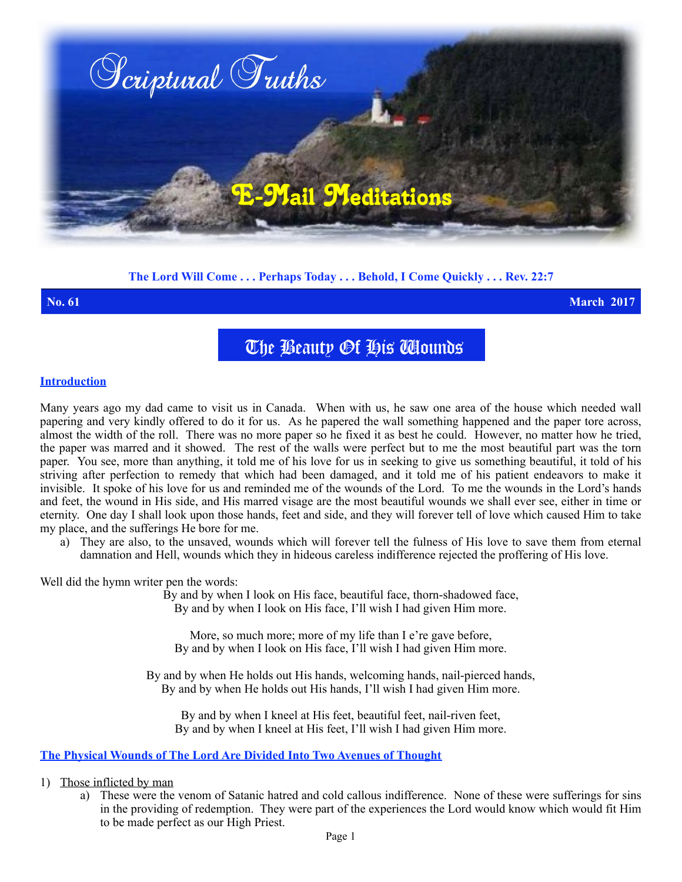# Scriptural Truths

## E-Mail Meditations

**The Lord Will Come . . . Perhaps Today . . . Behold, I Come Quickly . . . Rev. 22:7**

**No. 61** **March 2017**

# The Beauty Of His Wounds

## Introduction

Many years ago my dad came to visit us in Canada. When with us, he saw one area of the house which needed wall papering and very kindly offered to do it for us. As he papered the wall something happened and the paper tore across, almost the width of the roll. There was no more paper so he fixed it as best he could. However, no matter how he tried, the paper was marred and it showed. The rest of the walls were perfect but to me the most beautiful part was the torn paper. You see, more than anything, it told me of his love for us in seeking to give us something beautiful, it told of his striving after perfection to remedy that which had been damaged, and it told me of his patient endeavors to make it invisible. It spoke of his love for us and reminded me of the wounds of the Lord. To me the wounds in the Lord's hands and feet, the wound in His side, and His marred visage are the most beautiful wounds we shall ever see, either in time or eternity. One day I shall look upon those hands, feet and side, and they will forever tell of love which caused Him to take my place, and the sufferings He bore for me.

a) They are also, to the unsaved, wounds which will forever tell the fulness of His love to save them from eternal damnation and Hell, wounds which they in hideous careless indifference rejected the proffering of His love.

Well did the hymn writer pen the words:

By and by when I look on His face, beautiful face, thorn-shadowed face,
By and by when I look on His face, I'll wish I had given Him more.

More, so much more; more of my life than I e're gave before,
By and by when I look on His face, I'll wish I had given Him more.

By and by when He holds out His hands, welcoming hands, nail-pierced hands,
By and by when He holds out His hands, I'll wish I had given Him more.

By and by when I kneel at His feet, beautiful feet, nail-riven feet,
By and by when I kneel at His feet, I'll wish I had given Him more.

## The Physical Wounds of The Lord Are Divided Into Two Avenues of Thought

1) Those inflicted by man
   a) These were the venom of Satanic hatred and cold callous indifference. None of these were sufferings for sins in the providing of redemption. They were part of the experiences the Lord would know which would fit Him to be made perfect as our High Priest.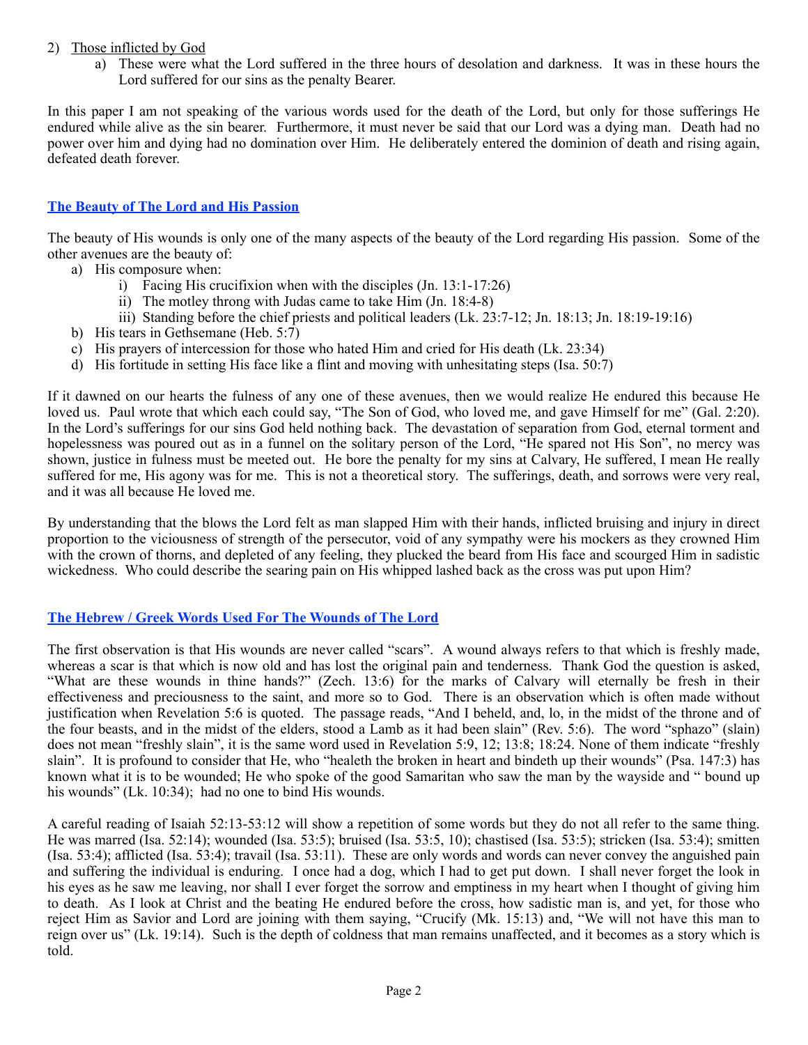2) Those inflicted by God
   a) These were what the Lord suffered in the three hours of desolation and darkness. It was in these hours the Lord suffered for our sins as the penalty Bearer.

In this paper I am not speaking of the various words used for the death of the Lord, but only for those sufferings He endured while alive as the sin bearer. Furthermore, it must never be said that our Lord was a dying man. Death had no power over him and dying had no domination over Him. He deliberately entered the dominion of death and rising again, defeated death forever.

## The Beauty of The Lord and His Passion

The beauty of His wounds is only one of the many aspects of the beauty of the Lord regarding His passion. Some of the other avenues are the beauty of:

a) His composure when:
   i) Facing His crucifixion when with the disciples (Jn. 13:1-17:26)
   ii) The motley throng with Judas came to take Him (Jn. 18:4-8)
   iii) Standing before the chief priests and political leaders (Lk. 23:7-12; Jn. 18:13; Jn. 18:19-19:16)
b) His tears in Gethsemane (Heb. 5:7)
c) His prayers of intercession for those who hated Him and cried for His death (Lk. 23:34)
d) His fortitude in setting His face like a flint and moving with unhesitating steps (Isa. 50:7)

If it dawned on our hearts the fulness of any one of these avenues, then we would realize He endured this because He loved us. Paul wrote that which each could say, "The Son of God, who loved me, and gave Himself for me" (Gal. 2:20). In the Lord's sufferings for our sins God held nothing back. The devastation of separation from God, eternal torment and hopelessness was poured out as in a funnel on the solitary person of the Lord, "He spared not His Son", no mercy was shown, justice in fulness must be meeted out. He bore the penalty for my sins at Calvary, He suffered, I mean He really suffered for me, His agony was for me. This is not a theoretical story. The sufferings, death, and sorrows were very real, and it was all because He loved me.

By understanding that the blows the Lord felt as man slapped Him with their hands, inflicted bruising and injury in direct proportion to the viciousness of strength of the persecutor, void of any sympathy were his mockers as they crowned Him with the crown of thorns, and depleted of any feeling, they plucked the beard from His face and scourged Him in sadistic wickedness. Who could describe the searing pain on His whipped lashed back as the cross was put upon Him?

## The Hebrew / Greek Words Used For The Wounds of The Lord

The first observation is that His wounds are never called "scars". A wound always refers to that which is freshly made, whereas a scar is that which is now old and has lost the original pain and tenderness. Thank God the question is asked, "What are these wounds in thine hands?" (Zech. 13:6) for the marks of Calvary will eternally be fresh in their effectiveness and preciousness to the saint, and more so to God. There is an observation which is often made without justification when Revelation 5:6 is quoted. The passage reads, "And I beheld, and, lo, in the midst of the throne and of the four beasts, and in the midst of the elders, stood a Lamb as it had been slain" (Rev. 5:6). The word "sphazo" (slain) does not mean "freshly slain", it is the same word used in Revelation 5:9, 12; 13:8; 18:24. None of them indicate "freshly slain". It is profound to consider that He, who "healeth the broken in heart and bindeth up their wounds" (Psa. 147:3) has known what it is to be wounded; He who spoke of the good Samaritan who saw the man by the wayside and " bound up his wounds" (Lk. 10:34); had no one to bind His wounds.

A careful reading of Isaiah 52:13-53:12 will show a repetition of some words but they do not all refer to the same thing. He was marred (Isa. 52:14); wounded (Isa. 53:5); bruised (Isa. 53:5, 10); chastised (Isa. 53:5); stricken (Isa. 53:4); smitten (Isa. 53:4); afflicted (Isa. 53:4); travail (Isa. 53:11). These are only words and words can never convey the anguished pain and suffering the individual is enduring. I once had a dog, which I had to get put down. I shall never forget the look in his eyes as he saw me leaving, nor shall I ever forget the sorrow and emptiness in my heart when I thought of giving him to death. As I look at Christ and the beating He endured before the cross, how sadistic man is, and yet, for those who reject Him as Savior and Lord are joining with them saying, "Crucify (Mk. 15:13) and, "We will not have this man to reign over us" (Lk. 19:14). Such is the depth of coldness that man remains unaffected, and it becomes as a story which is told.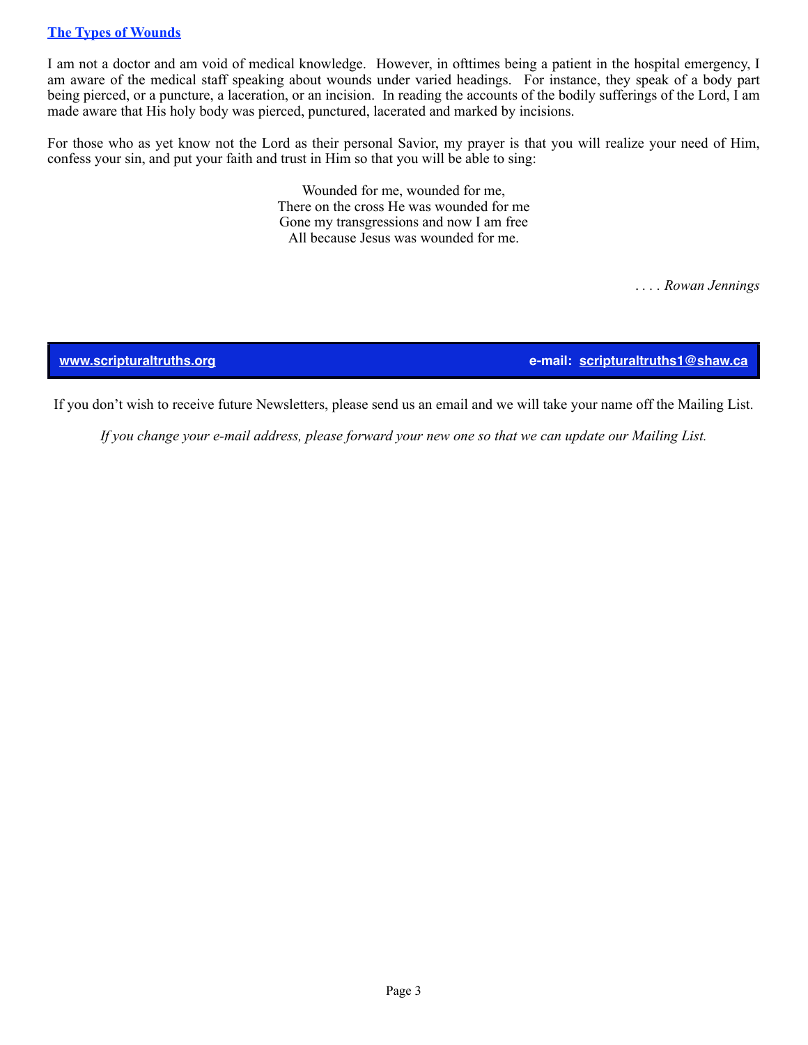## The Types of Wounds

I am not a doctor and am void of medical knowledge. However, in ofttimes being a patient in the hospital emergency, I am aware of the medical staff speaking about wounds under varied headings. For instance, they speak of a body part being pierced, or a puncture, a laceration, or an incision. In reading the accounts of the bodily sufferings of the Lord, I am made aware that His holy body was pierced, punctured, lacerated and marked by incisions.

For those who as yet know not the Lord as their personal Savior, my prayer is that you will realize your need of Him, confess your sin, and put your faith and trust in Him so that you will be able to sing:

Wounded for me, wounded for me,
There on the cross He was wounded for me
Gone my transgressions and now I am free
All because Jesus was wounded for me.

*. . . . Rowan Jennings*

**www.scripturaltruths.org** **e-mail: scripturaltruths1@shaw.ca**

If you don't wish to receive future Newsletters, please send us an email and we will take your name off the Mailing List.

*If you change your e-mail address, please forward your new one so that we can update our Mailing List.*